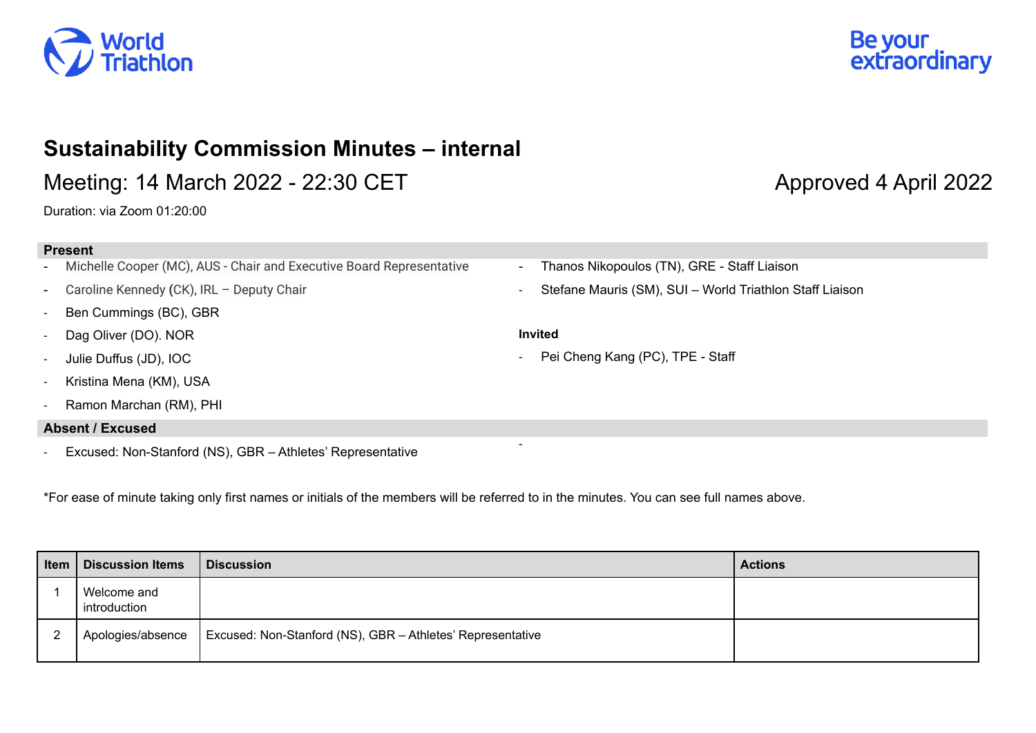World Triathlon

Be your extraordinary

# Sustainability Commission Minutes – internal

## Meeting: 14 March 2022 - 22:30 CET

Approved 4 April 2022

Duration: via Zoom 01:20:00

**Present**

- Michelle Cooper (MC), AUS - Chair and Executive Board Representative
- Caroline Kennedy (CK), IRL – Deputy Chair
- Ben Cummings (BC), GBR
- Dag Oliver (DO). NOR
- Julie Duffus (JD), IOC
- Kristina Mena (KM), USA
- Ramon Marchan (RM), PHI
- Thanos Nikopoulos (TN), GRE - Staff Liaison
- Stefane Mauris (SM), SUI – World Triathlon Staff Liaison

**Invited**

- Pei Cheng Kang (PC), TPE - Staff

**Absent / Excused**

- Excused: Non-Stanford (NS), GBR – Athletes' Representative
- 

*For ease of minute taking only first names or initials of the members will be referred to in the minutes. You can see full names above.

| Item | Discussion Items | Discussion | Actions |
|---|---|---|---|
| 1 | Welcome and introduction | | |
| 2 | Apologies/absence | Excused: Non-Stanford (NS), GBR – Athletes' Representative | |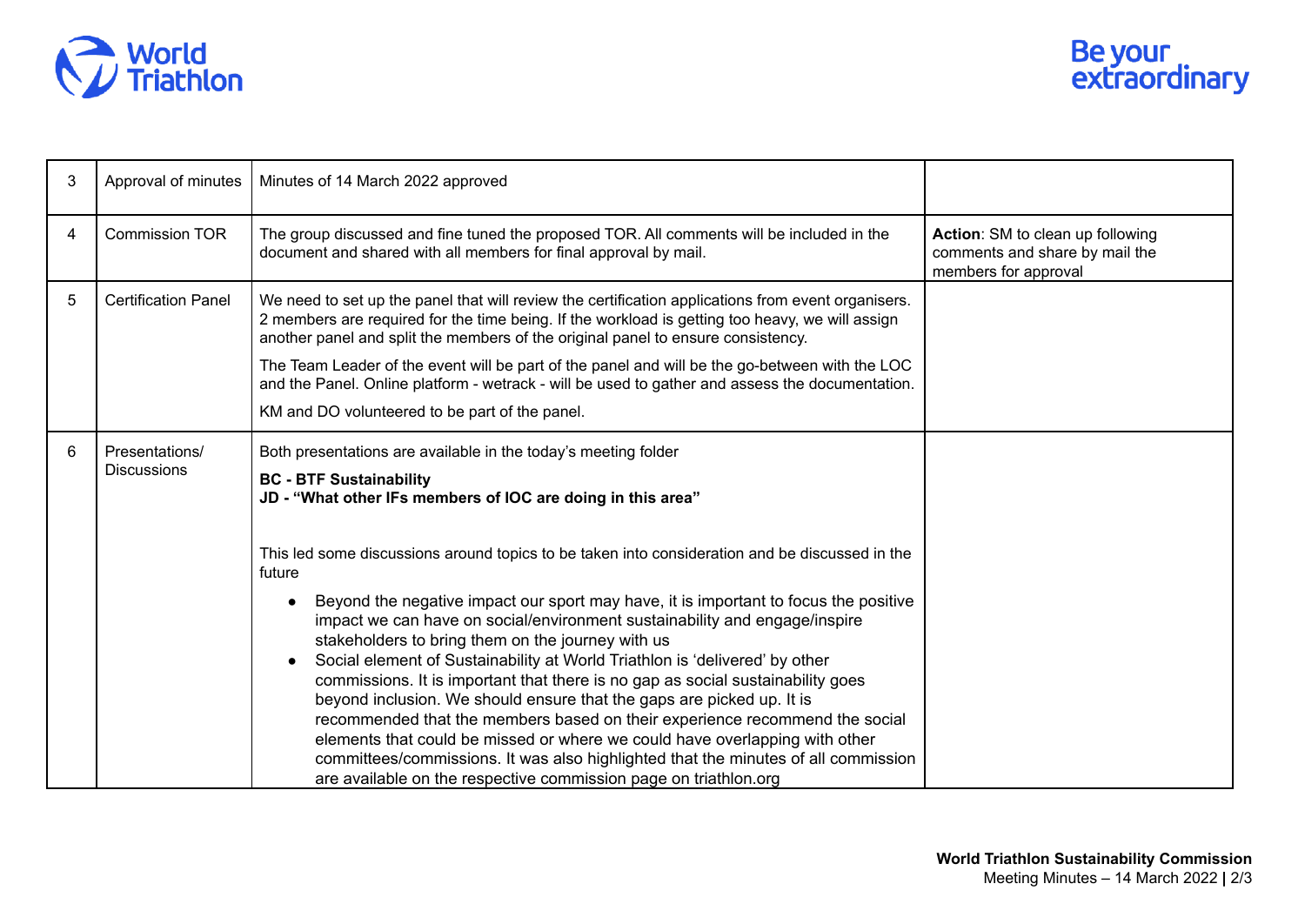| 3 | Approval of minutes | Minutes of 14 March 2022 approved | |
|---|---|---|---|
| 4 | Commission TOR | The group discussed and fine tuned the proposed TOR. All comments will be included in the document and shared with all members for final approval by mail. | **Action**: SM to clean up following comments and share by mail the members for approval |
| 5 | Certification Panel | We need to set up the panel that will review the certification applications from event organisers. 2 members are required for the time being. If the workload is getting too heavy, we will assign another panel and split the members of the original panel to ensure consistency.<br><br>The Team Leader of the event will be part of the panel and will be the go-between with the LOC and the Panel. Online platform - wetrack - will be used to gather and assess the documentation.<br><br>KM and DO volunteered to be part of the panel. | |
| 6 | Presentations/ Discussions | Both presentations are available in the today's meeting folder<br><br>**BC - BTF Sustainability**<br>**JD - "What other IFs members of IOC are doing in this area"**<br><br>This led some discussions around topics to be taken into consideration and be discussed in the future<br><br>• Beyond the negative impact our sport may have, it is important to focus the positive impact we can have on social/environment sustainability and engage/inspire stakeholders to bring them on the journey with us<br>• Social element of Sustainability at World Triathlon is 'delivered' by other commissions. It is important that there is no gap as social sustainability goes beyond inclusion. We should ensure that the gaps are picked up. It is recommended that the members based on their experience recommend the social elements that could be missed or where we could have overlapping with other committees/commissions. It was also highlighted that the minutes of all commission are available on the respective commission page on triathlon.org | |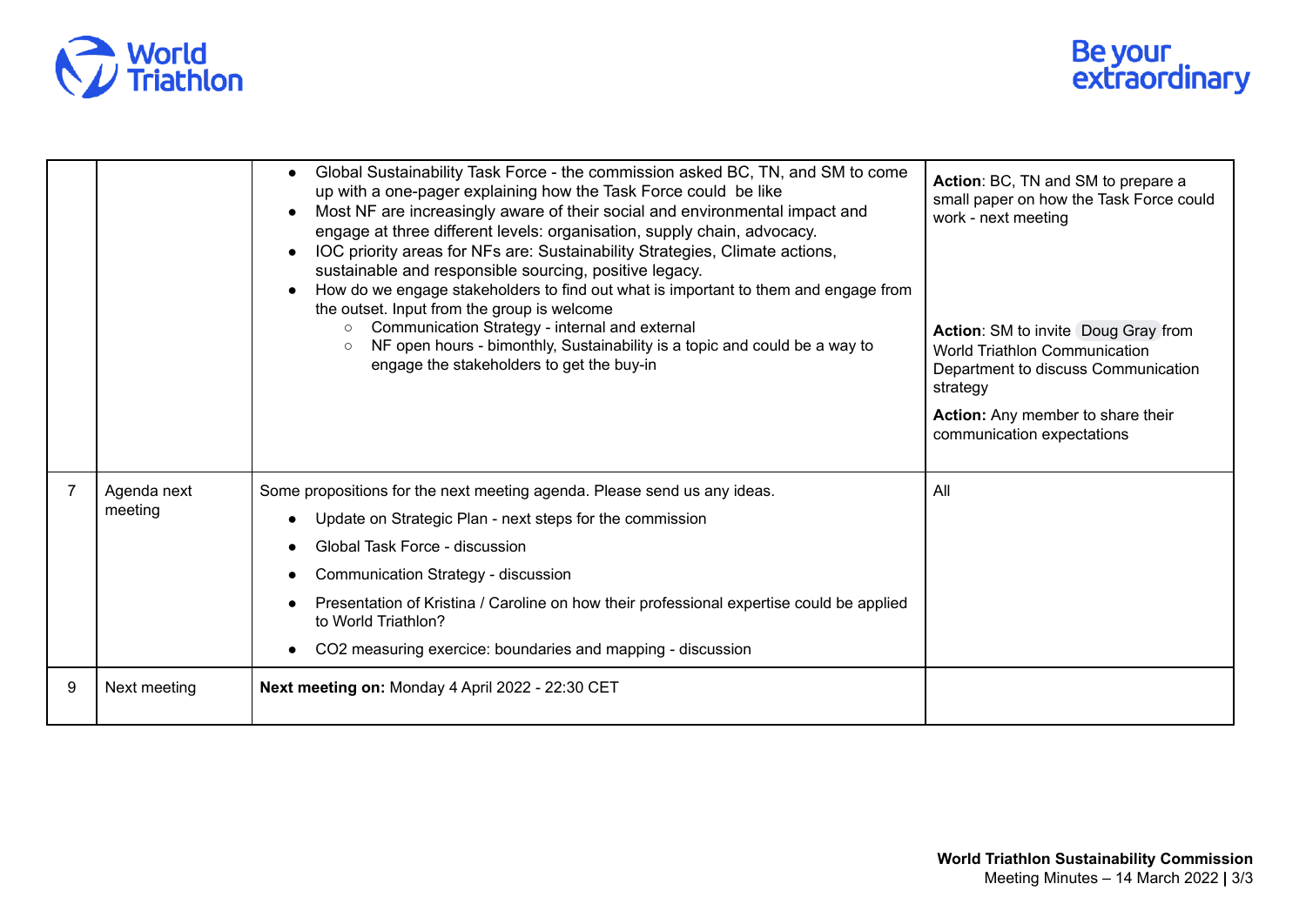| | | | |
|---|---|---|---|
| | | • Global Sustainability Task Force - the commission asked BC, TN, and SM to come up with a one-pager explaining how the Task Force could be like<br>• Most NF are increasingly aware of their social and environmental impact and engage at three different levels: organisation, supply chain, advocacy.<br>• IOC priority areas for NFs are: Sustainability Strategies, Climate actions, sustainable and responsible sourcing, positive legacy.<br>• How do we engage stakeholders to find out what is important to them and engage from the outset. Input from the group is welcome<br>  ○ Communication Strategy - internal and external<br>  ○ NF open hours - bimonthly, Sustainability is a topic and could be a way to engage the stakeholders to get the buy-in | **Action**: BC, TN and SM to prepare a small paper on how the Task Force could work - next meeting<br><br>**Action**: SM to invite Doug Gray from World Triathlon Communication Department to discuss Communication strategy<br><br>**Action:** Any member to share their communication expectations |
| 7 | Agenda next meeting | Some propositions for the next meeting agenda. Please send us any ideas.<br>• Update on Strategic Plan - next steps for the commission<br>• Global Task Force - discussion<br>• Communication Strategy - discussion<br>• Presentation of Kristina / Caroline on how their professional expertise could be applied to World Triathlon?<br>• CO2 measuring exercice: boundaries and mapping - discussion | All |
| 9 | Next meeting | **Next meeting on:** Monday 4 April 2022 - 22:30 CET | |